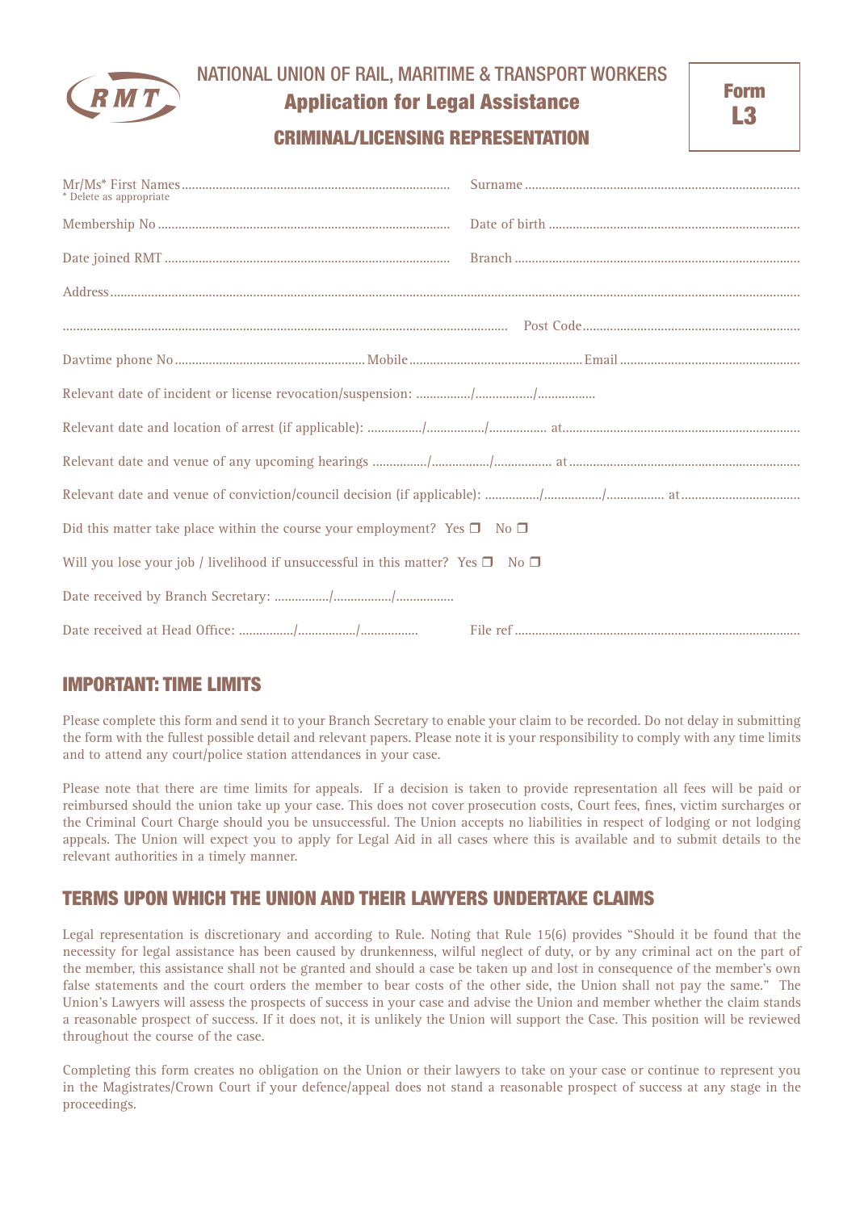NATIONAL UNION OF RAIL, MARITIME & TRANSPORT WORKERS

# Application for Legal Assistance

## CRIMINAL/LICENSING REPRESENTATION

**Form L3**

Mr/Ms* First Names ............................................ Surname ............................................
\* Delete as appropriate

Membership No ............................................ Date of birth ............................................

Date joined RMT ............................................ Branch ............................................

Address ..........................................................................................................

.......................................................................................... Post Code ............................................

Daytime phone No ............................ Mobile ............................ Email ............................

Relevant date of incident or license revocation/suspension: ........../........../..........

Relevant date and location of arrest (if applicable): ........../........../.......... at............................................

Relevant date and venue of any upcoming hearings ........../........../.......... at............................................

Relevant date and venue of conviction/council decision (if applicable): ........../........../.......... at............................

Did this matter take place within the course your employment? Yes ❒ No ❒

Will you lose your job / livelihood if unsuccessful in this matter? Yes ❒ No ❒

Date received by Branch Secretary: ........../........../..........

Date received at Head Office: ........../........../.......... File ref ............................................

## IMPORTANT: TIME LIMITS

Please complete this form and send it to your Branch Secretary to enable your claim to be recorded. Do not delay in submitting the form with the fullest possible detail and relevant papers. Please note it is your responsibility to comply with any time limits and to attend any court/police station attendances in your case.

Please note that there are time limits for appeals. If a decision is taken to provide representation all fees will be paid or reimbursed should the union take up your case. This does not cover prosecution costs, Court fees, fines, victim surcharges or the Criminal Court Charge should you be unsuccessful. The Union accepts no liabilities in respect of lodging or not lodging appeals. The Union will expect you to apply for Legal Aid in all cases where this is available and to submit details to the relevant authorities in a timely manner.

## TERMS UPON WHICH THE UNION AND THEIR LAWYERS UNDERTAKE CLAIMS

Legal representation is discretionary and according to Rule. Noting that Rule 15(6) provides "Should it be found that the necessity for legal assistance has been caused by drunkenness, wilful neglect of duty, or by any criminal act on the part of the member, this assistance shall not be granted and should a case be taken up and lost in consequence of the member's own false statements and the court orders the member to bear costs of the other side, the Union shall not pay the same." The Union's Lawyers will assess the prospects of success in your case and advise the Union and member whether the claim stands a reasonable prospect of success. If it does not, it is unlikely the Union will support the Case. This position will be reviewed throughout the course of the case.

Completing this form creates no obligation on the Union or their lawyers to take on your case or continue to represent you in the Magistrates/Crown Court if your defence/appeal does not stand a reasonable prospect of success at any stage in the proceedings.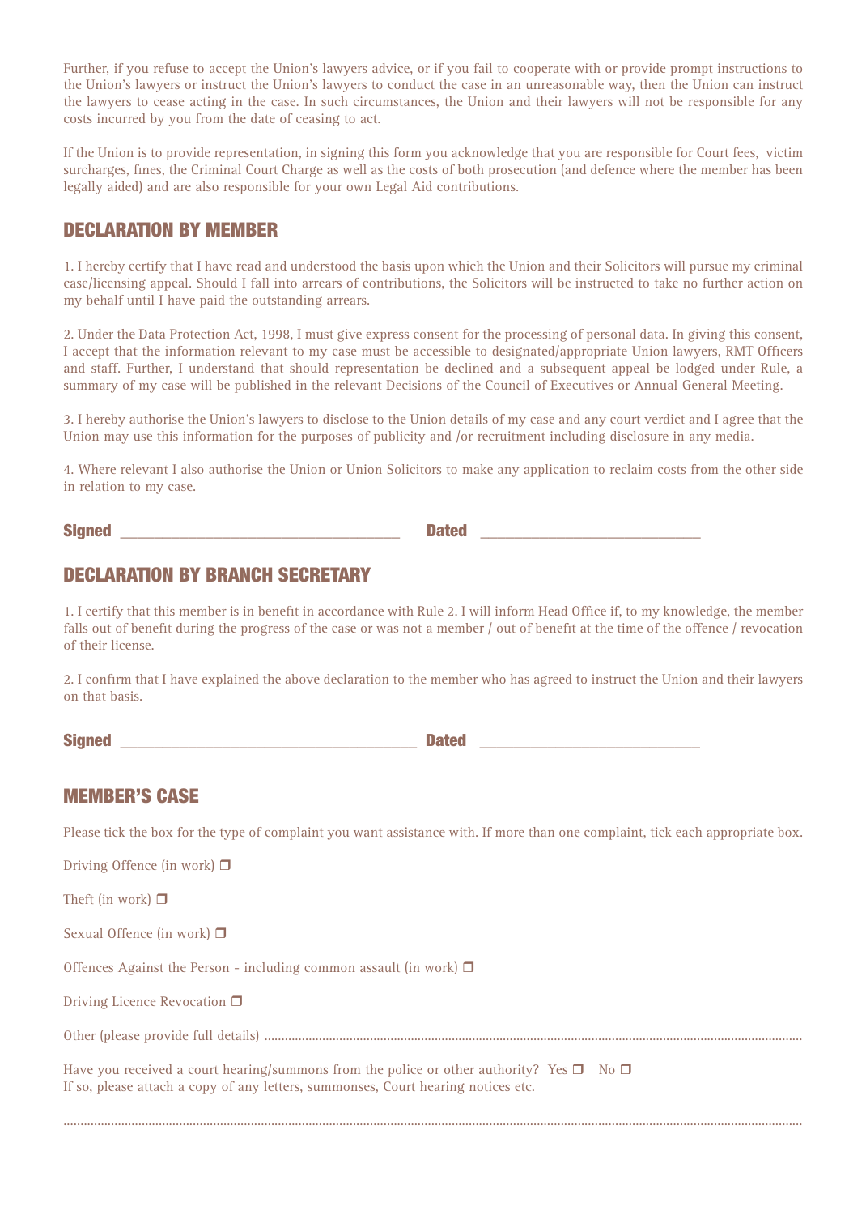Further, if you refuse to accept the Union's lawyers advice, or if you fail to cooperate with or provide prompt instructions to the Union's lawyers or instruct the Union's lawyers to conduct the case in an unreasonable way, then the Union can instruct the lawyers to cease acting in the case. In such circumstances, the Union and their lawyers will not be responsible for any costs incurred by you from the date of ceasing to act.

If the Union is to provide representation, in signing this form you acknowledge that you are responsible for Court fees, victim surcharges, fines, the Criminal Court Charge as well as the costs of both prosecution (and defence where the member has been legally aided) and are also responsible for your own Legal Aid contributions.

## DECLARATION BY MEMBER

1. I hereby certify that I have read and understood the basis upon which the Union and their Solicitors will pursue my criminal case/licensing appeal. Should I fall into arrears of contributions, the Solicitors will be instructed to take no further action on my behalf until I have paid the outstanding arrears.

2. Under the Data Protection Act, 1998, I must give express consent for the processing of personal data. In giving this consent, I accept that the information relevant to my case must be accessible to designated/appropriate Union lawyers, RMT Officers and staff. Further, I understand that should representation be declined and a subsequent appeal be lodged under Rule, a summary of my case will be published in the relevant Decisions of the Council of Executives or Annual General Meeting.

3. I hereby authorise the Union's lawyers to disclose to the Union details of my case and any court verdict and I agree that the Union may use this information for the purposes of publicity and /or recruitment including disclosure in any media.

4. Where relevant I also authorise the Union or Union Solicitors to make any application to reclaim costs from the other side in relation to my case.

**Signed** ______________________________ **Dated** ______________________

## DECLARATION BY BRANCH SECRETARY

1. I certify that this member is in benefit in accordance with Rule 2. I will inform Head Office if, to my knowledge, the member falls out of benefit during the progress of the case or was not a member / out of benefit at the time of the offence / revocation of their license.

2. I confirm that I have explained the above declaration to the member who has agreed to instruct the Union and their lawyers on that basis.

**Signed** ______________________________ **Dated** ______________________

## MEMBER'S CASE

Please tick the box for the type of complaint you want assistance with. If more than one complaint, tick each appropriate box.

Driving Offence (in work) ❒

Theft (in work) ❒

Sexual Offence (in work) ❒

Offences Against the Person - including common assault (in work) ❒

Driving Licence Revocation ❒

Other (please provide full details) ..........................................................................................................................

Have you received a court hearing/summons from the police or other authority? Yes ❒ No ❒
If so, please attach a copy of any letters, summonses, Court hearing notices etc.

..........................................................................................................................................................................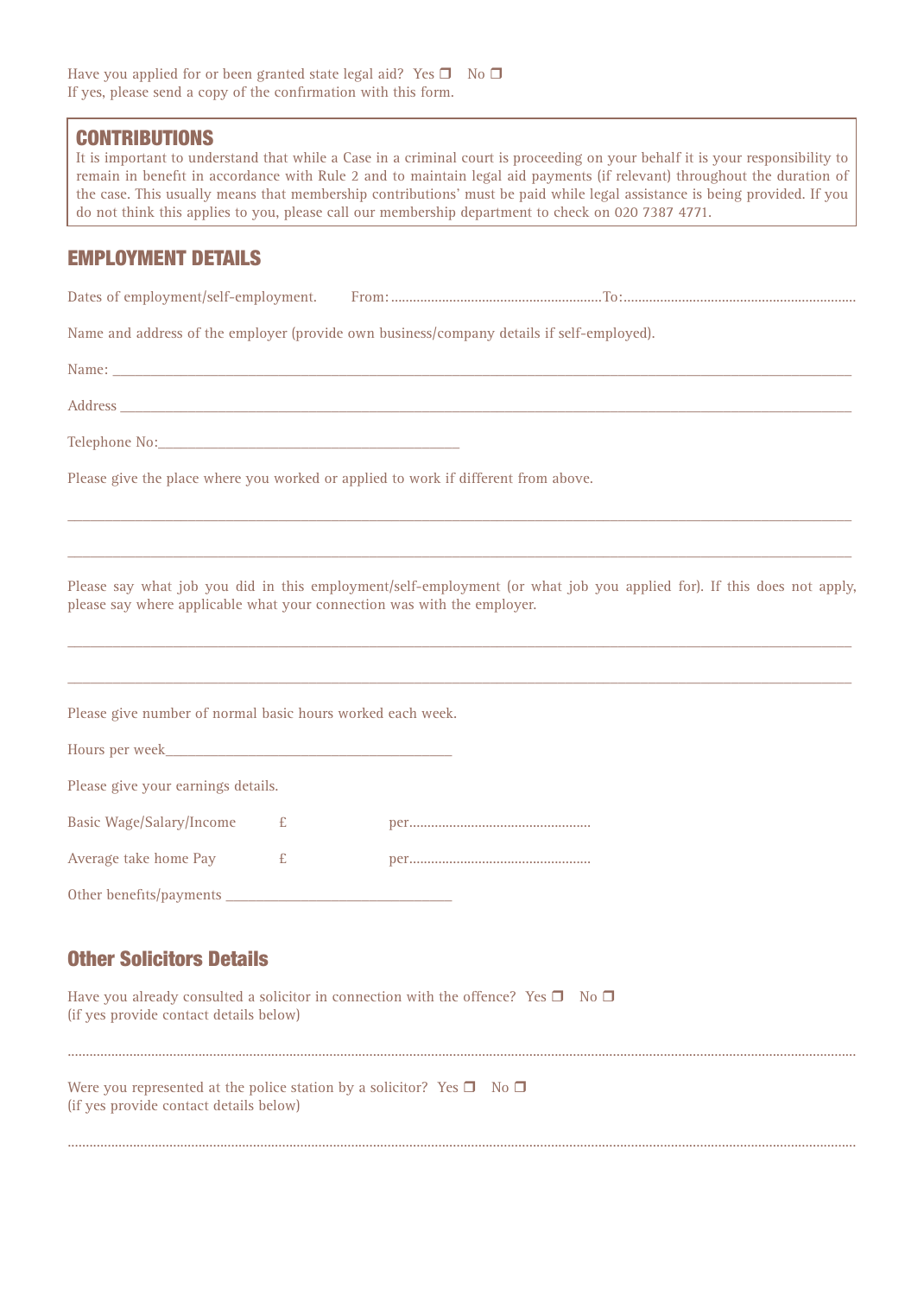Have you applied for or been granted state legal aid? Yes ❐ No ❐
If yes, please send a copy of the confirmation with this form.

## CONTRIBUTIONS

It is important to understand that while a Case in a criminal court is proceeding on your behalf it is your responsibility to remain in benefit in accordance with Rule 2 and to maintain legal aid payments (if relevant) throughout the duration of the case. This usually means that membership contributions' must be paid while legal assistance is being provided. If you do not think this applies to you, please call our membership department to check on 020 7387 4771.

## EMPLOYMENT DETAILS

Dates of employment/self-employment. From:........................................................To:...............................................................

Name and address of the employer (provide own business/company details if self-employed).

Name: ______________________________________________________________________________

Address ______________________________________________________________________________

Telephone No:__________________________________________

Please give the place where you worked or applied to work if different from above.

______________________________________________________________________________________

______________________________________________________________________________________

Please say what job you did in this employment/self-employment (or what job you applied for). If this does not apply, please say where applicable what your connection was with the employer.

______________________________________________________________________________________

______________________________________________________________________________________

Please give number of normal basic hours worked each week.

Hours per week________________________________________

Please give your earnings details.

Basic Wage/Salary/Income £ per.................................................

Average take home Pay £ per.................................................

Other benefits/payments ________________________________

## Other Solicitors Details

Have you already consulted a solicitor in connection with the offence? Yes ❐ No ❐
(if yes provide contact details below)

..........................................................................................................................................................................................................

Were you represented at the police station by a solicitor? Yes ❐ No ❐
(if yes provide contact details below)

..........................................................................................................................................................................................................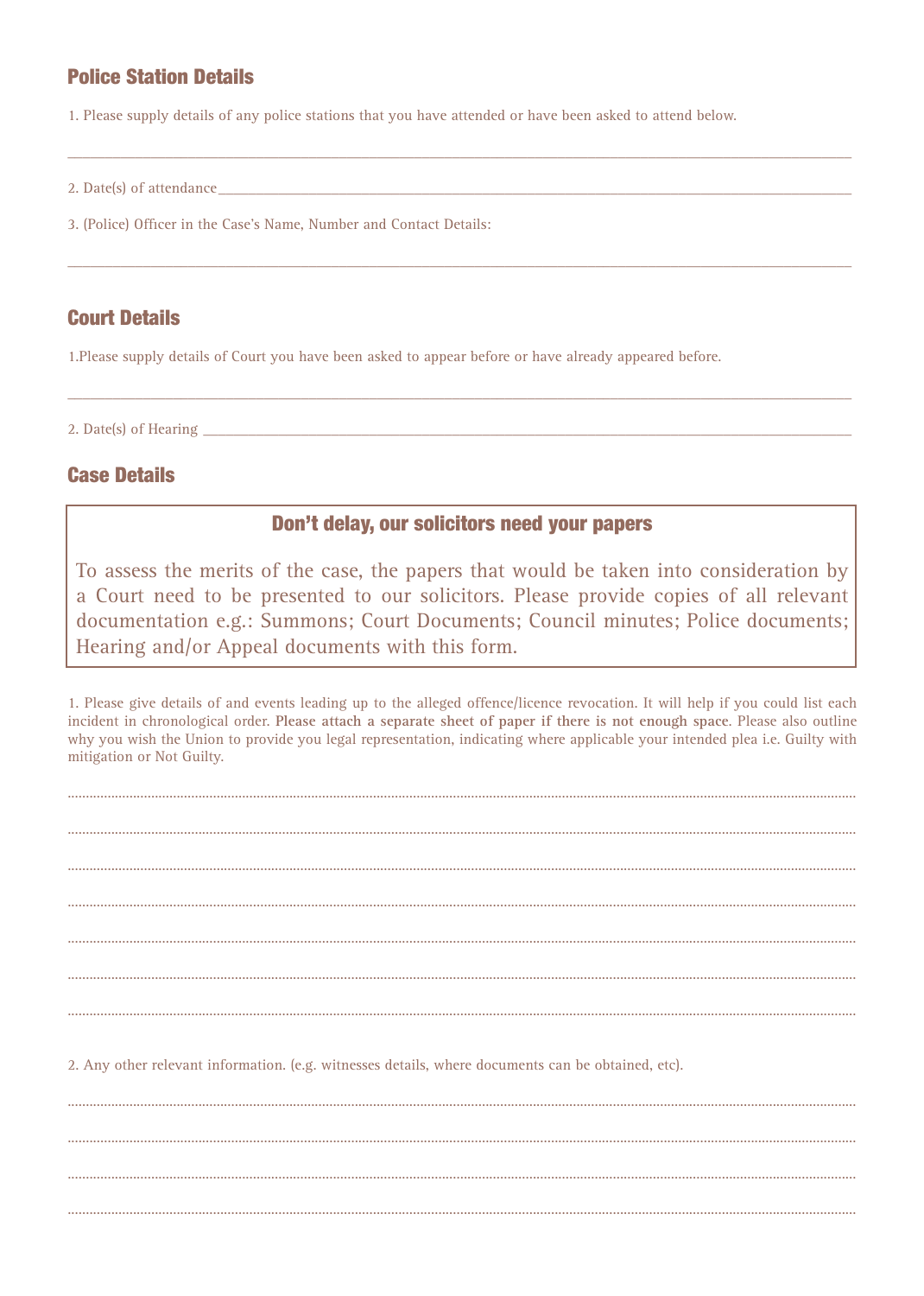## Police Station Details

1. Please supply details of any police stations that you have attended or have been asked to attend below.

\_\_\_\_\_\_\_\_\_\_\_\_\_\_\_\_\_\_\_\_\_\_\_\_\_\_\_\_\_\_\_\_\_\_\_\_\_\_\_\_\_\_\_\_\_\_\_\_\_\_\_\_\_\_\_\_\_\_\_\_

2. Date(s) of attendance\_\_\_\_\_\_\_\_\_\_\_\_\_\_\_\_\_\_\_\_\_\_\_\_\_\_\_\_\_\_\_\_\_\_\_\_\_\_\_\_\_\_\_\_

3. (Police) Officer in the Case's Name, Number and Contact Details:

\_\_\_\_\_\_\_\_\_\_\_\_\_\_\_\_\_\_\_\_\_\_\_\_\_\_\_\_\_\_\_\_\_\_\_\_\_\_\_\_\_\_\_\_\_\_\_\_\_\_\_\_\_\_\_\_\_\_\_\_

## Court Details

1.Please supply details of Court you have been asked to appear before or have already appeared before.

\_\_\_\_\_\_\_\_\_\_\_\_\_\_\_\_\_\_\_\_\_\_\_\_\_\_\_\_\_\_\_\_\_\_\_\_\_\_\_\_\_\_\_\_\_\_\_\_\_\_\_\_\_\_\_\_\_\_\_\_

2. Date(s) of Hearing \_\_\_\_\_\_\_\_\_\_\_\_\_\_\_\_\_\_\_\_\_\_\_\_\_\_\_\_\_\_\_\_\_\_\_\_\_\_\_\_\_\_\_\_

## Case Details

**Don't delay, our solicitors need your papers**

To assess the merits of the case, the papers that would be taken into consideration by a Court need to be presented to our solicitors. Please provide copies of all relevant documentation e.g.: Summons; Court Documents; Council minutes; Police documents; Hearing and/or Appeal documents with this form.

1. Please give details of and events leading up to the alleged offence/licence revocation. It will help if you could list each incident in chronological order. **Please attach a separate sheet of paper if there is not enough space**. Please also outline why you wish the Union to provide you legal representation, indicating where applicable your intended plea i.e. Guilty with mitigation or Not Guilty.

............................................................................................................................................

............................................................................................................................................

............................................................................................................................................

............................................................................................................................................

............................................................................................................................................

............................................................................................................................................

............................................................................................................................................

2. Any other relevant information. (e.g. witnesses details, where documents can be obtained, etc).

............................................................................................................................................

............................................................................................................................................

............................................................................................................................................

............................................................................................................................................